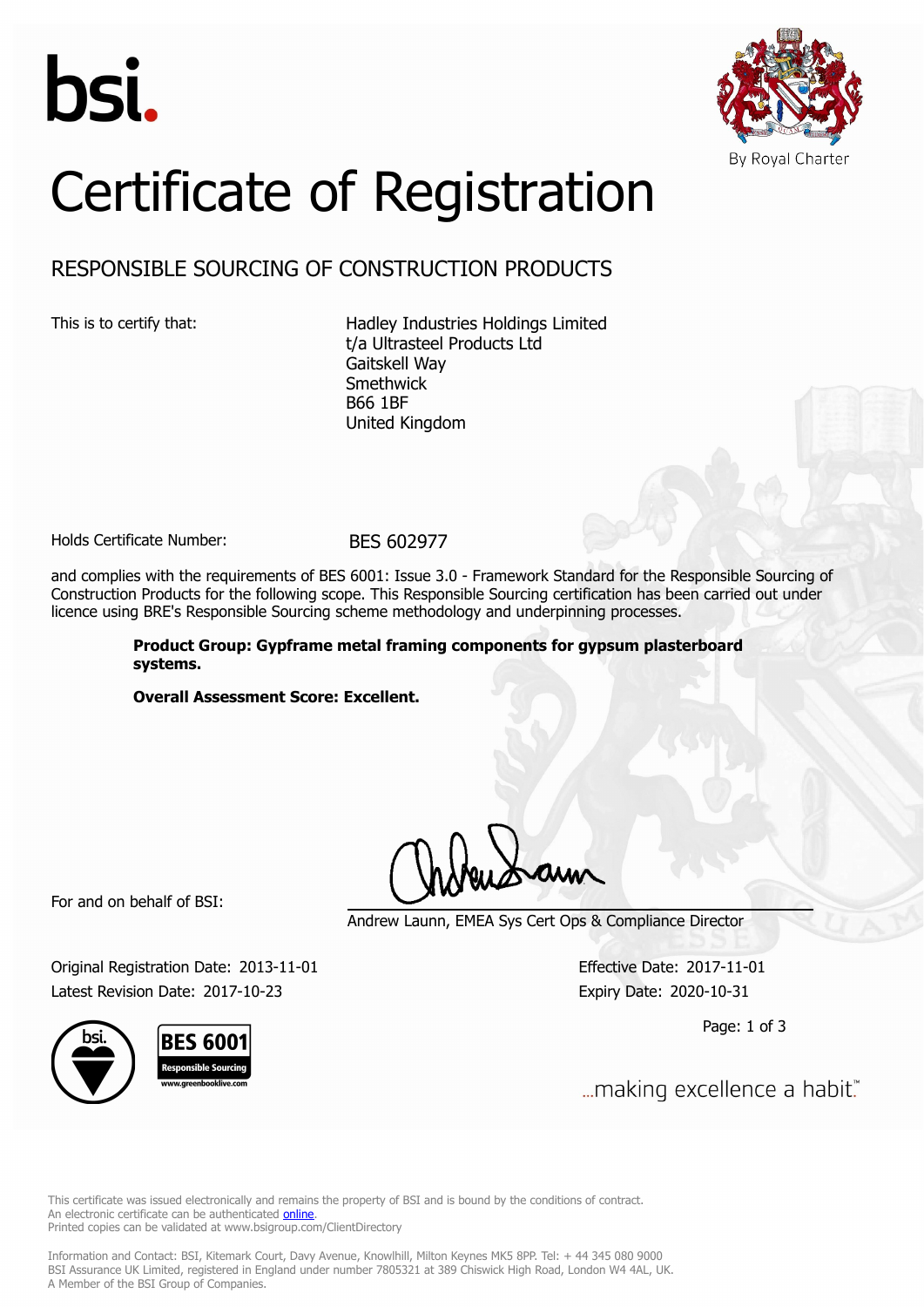bsi.

By Royal Charter

# Certificate of Registration

## RESPONSIBLE SOURCING OF CONSTRUCTION PRODUCTS

This is to certify that:

Hadley Industries Holdings Limited
t/a Ultrasteel Products Ltd
Gaitskell Way
Smethwick
B66 1BF
United Kingdom

Holds Certificate Number: BES 602977

and complies with the requirements of BES 6001: Issue 3.0 - Framework Standard for the Responsible Sourcing of Construction Products for the following scope. This Responsible Sourcing certification has been carried out under licence using BRE's Responsible Sourcing scheme methodology and underpinning processes.

**Product Group: Gypframe metal framing components for gypsum plasterboard systems.**

**Overall Assessment Score: Excellent.**

For and on behalf of BSI:

Andrew Launn, EMEA Sys Cert Ops & Compliance Director

Original Registration Date: 2013-11-01
Effective Date: 2017-11-01
Latest Revision Date: 2017-10-23
Expiry Date: 2020-10-31

BES 6001 Responsible Sourcing www.greenbooklive.com

...making excellence a habit.™

This certificate was issued electronically and remains the property of BSI and is bound by the conditions of contract.
An electronic certificate can be authenticated online.
Printed copies can be validated at www.bsigroup.com/ClientDirectory

Information and Contact: BSI, Kitemark Court, Davy Avenue, Knowlhill, Milton Keynes MK5 8PP. Tel: + 44 345 080 9000
BSI Assurance UK Limited, registered in England under number 7805321 at 389 Chiswick High Road, London W4 4AL, UK.
A Member of the BSI Group of Companies.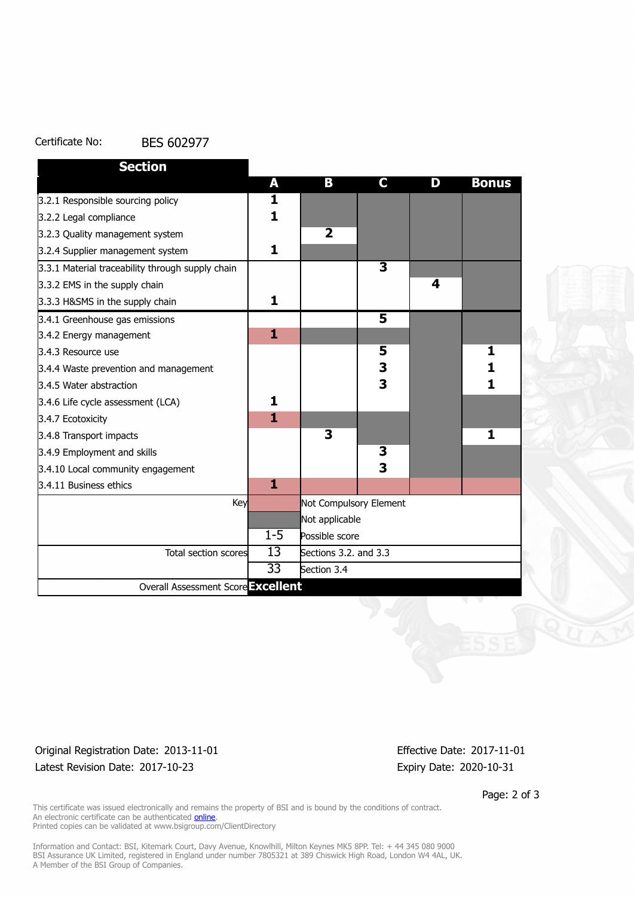Certificate No: BES 602977

| Section | A | B | C | D | Bonus |
|---|---|---|---|---|---|
| 3.2.1 Responsible sourcing policy | **1** | | | | |
| 3.2.2 Legal compliance | **1** | | | | |
| 3.2.3 Quality management system | | **2** | | | |
| 3.2.4 Supplier management system | **1** | | | | |
| 3.3.1 Material traceability through supply chain | | | **3** | | |
| 3.3.2 EMS in the supply chain | | | | **4** | |
| 3.3.3 H&SMS in the supply chain | **1** | | | | |
| 3.4.1 Greenhouse gas emissions | | | **5** | | |
| 3.4.2 Energy management | **1** | | | | |
| 3.4.3 Resource use | | | **5** | | **1** |
| 3.4.4 Waste prevention and management | | | **3** | | **1** |
| 3.4.5 Water abstraction | | | **3** | | **1** |
| 3.4.6 Life cycle assessment (LCA) | **1** | | | | |
| 3.4.7 Ecotoxicity | **1** | | | | |
| 3.4.8 Transport impacts | | **3** | | | **1** |
| 3.4.9 Employment and skills | | | **3** | | |
| 3.4.10 Local community engagement | | | **3** | | |
| 3.4.11 Business ethics | **1** | | | | |

| Key | | |
|---|---|---|
| | (pink) | Not Compulsory Element |
| | (grey) | Not applicable |
| | 1-5 | Possible score |
| Total section scores | 13 | Sections 3.2. and 3.3 |
| | 33 | Section 3.4 |
| Overall Assessment Score | **Excellent** | |

Original Registration Date: 2013-11-01
Latest Revision Date: 2017-10-23

Effective Date: 2017-11-01
Expiry Date: 2020-10-31

This certificate was issued electronically and remains the property of BSI and is bound by the conditions of contract.
An electronic certificate can be authenticated online.
Printed copies can be validated at www.bsigroup.com/ClientDirectory

Information and Contact: BSI, Kitemark Court, Davy Avenue, Knowlhill, Milton Keynes MK5 8PP. Tel: + 44 345 080 9000
BSI Assurance UK Limited, registered in England under number 7805321 at 389 Chiswick High Road, London W4 4AL, UK.
A Member of the BSI Group of Companies.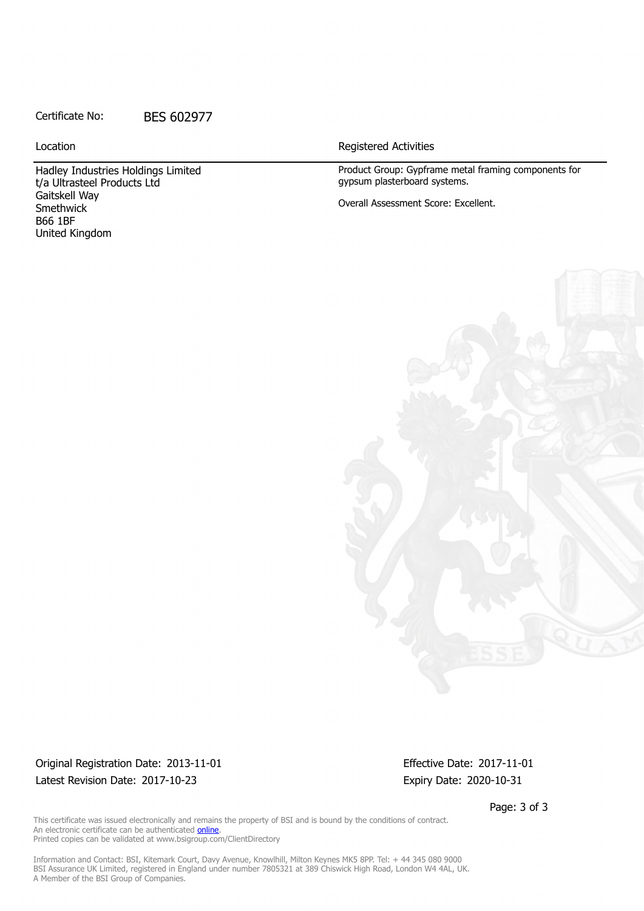Certificate No: BES 602977

| Location | Registered Activities |
| --- | --- |
| Hadley Industries Holdings Limited<br>t/a Ultrasteel Products Ltd<br>Gaitskell Way<br>Smethwick<br>B66 1BF<br>United Kingdom | Product Group: Gypframe metal framing components for gypsum plasterboard systems.<br><br>Overall Assessment Score: Excellent. |

Original Registration Date: 2013-11-01

Latest Revision Date: 2017-10-23

Effective Date: 2017-11-01

Expiry Date: 2020-10-31

This certificate was issued electronically and remains the property of BSI and is bound by the conditions of contract.
An electronic certificate can be authenticated online.
Printed copies can be validated at www.bsigroup.com/ClientDirectory

Information and Contact: BSI, Kitemark Court, Davy Avenue, Knowlhill, Milton Keynes MK5 8PP. Tel: + 44 345 080 9000
BSI Assurance UK Limited, registered in England under number 7805321 at 389 Chiswick High Road, London W4 4AL, UK.
A Member of the BSI Group of Companies.